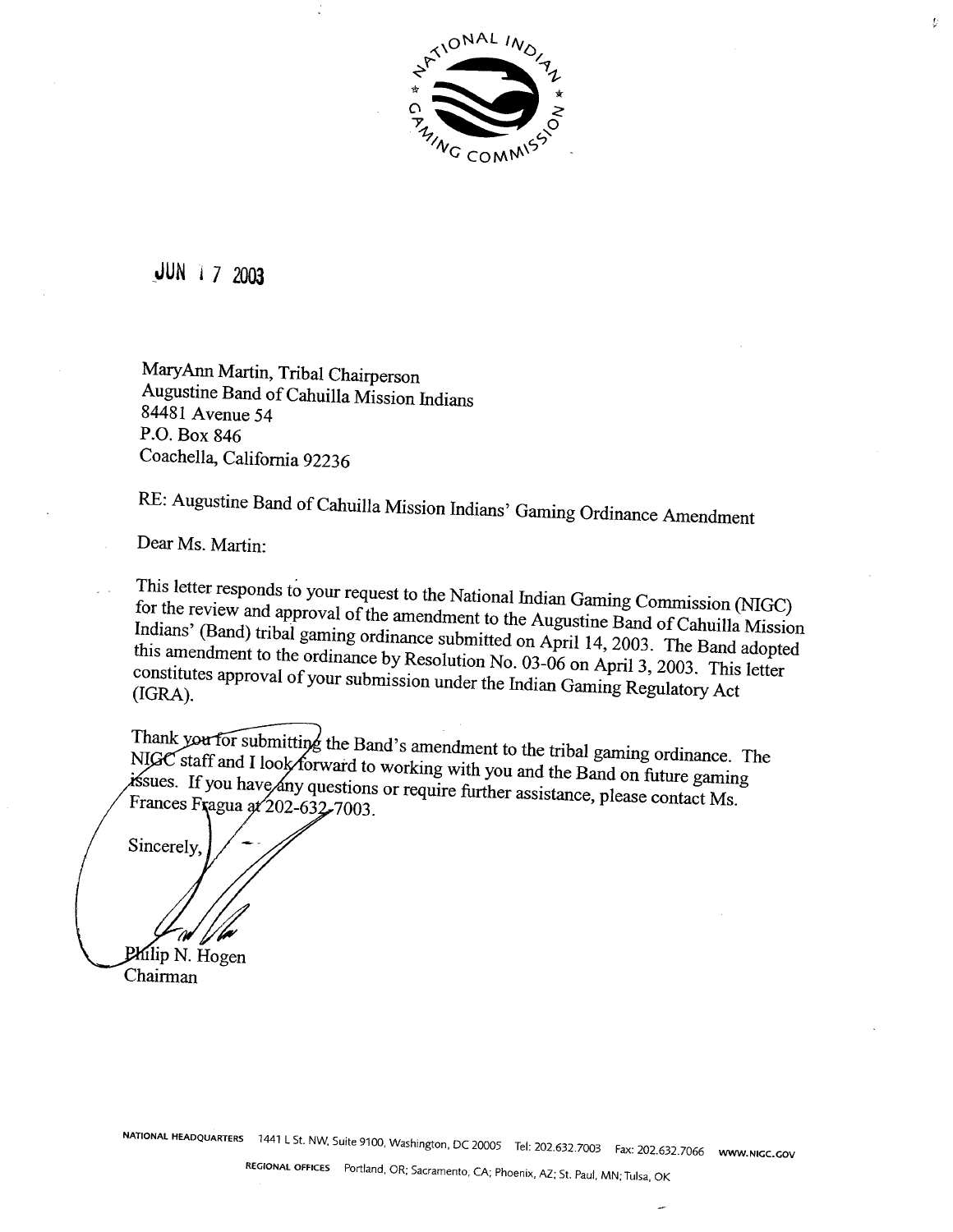NATIONAL INDIAN GAMING COMMISSION

JUN 17 2003

MaryAnn Martin, Tribal Chairperson
Augustine Band of Cahuilla Mission Indians
84481 Avenue 54
P.O. Box 846
Coachella, California 92236

RE: Augustine Band of Cahuilla Mission Indians' Gaming Ordinance Amendment

Dear Ms. Martin:

This letter responds to your request to the National Indian Gaming Commission (NIGC) for the review and approval of the amendment to the Augustine Band of Cahuilla Mission Indians' (Band) tribal gaming ordinance submitted on April 14, 2003. The Band adopted this amendment to the ordinance by Resolution No. 03-06 on April 3, 2003. This letter constitutes approval of your submission under the Indian Gaming Regulatory Act (IGRA).

Thank you for submitting the Band's amendment to the tribal gaming ordinance. The NIGC staff and I look forward to working with you and the Band on future gaming issues. If you have any questions or require further assistance, please contact Ms. Frances Fragua at 202-632-7003.

Sincerely,

Philip N. Hogen
Chairman

NATIONAL HEADQUARTERS 1441 L St. NW, Suite 9100, Washington, DC 20005 Tel: 202.632.7003 Fax: 202.632.7066 WWW.NIGC.GOV

REGIONAL OFFICES Portland, OR; Sacramento, CA; Phoenix, AZ; St. Paul, MN; Tulsa, OK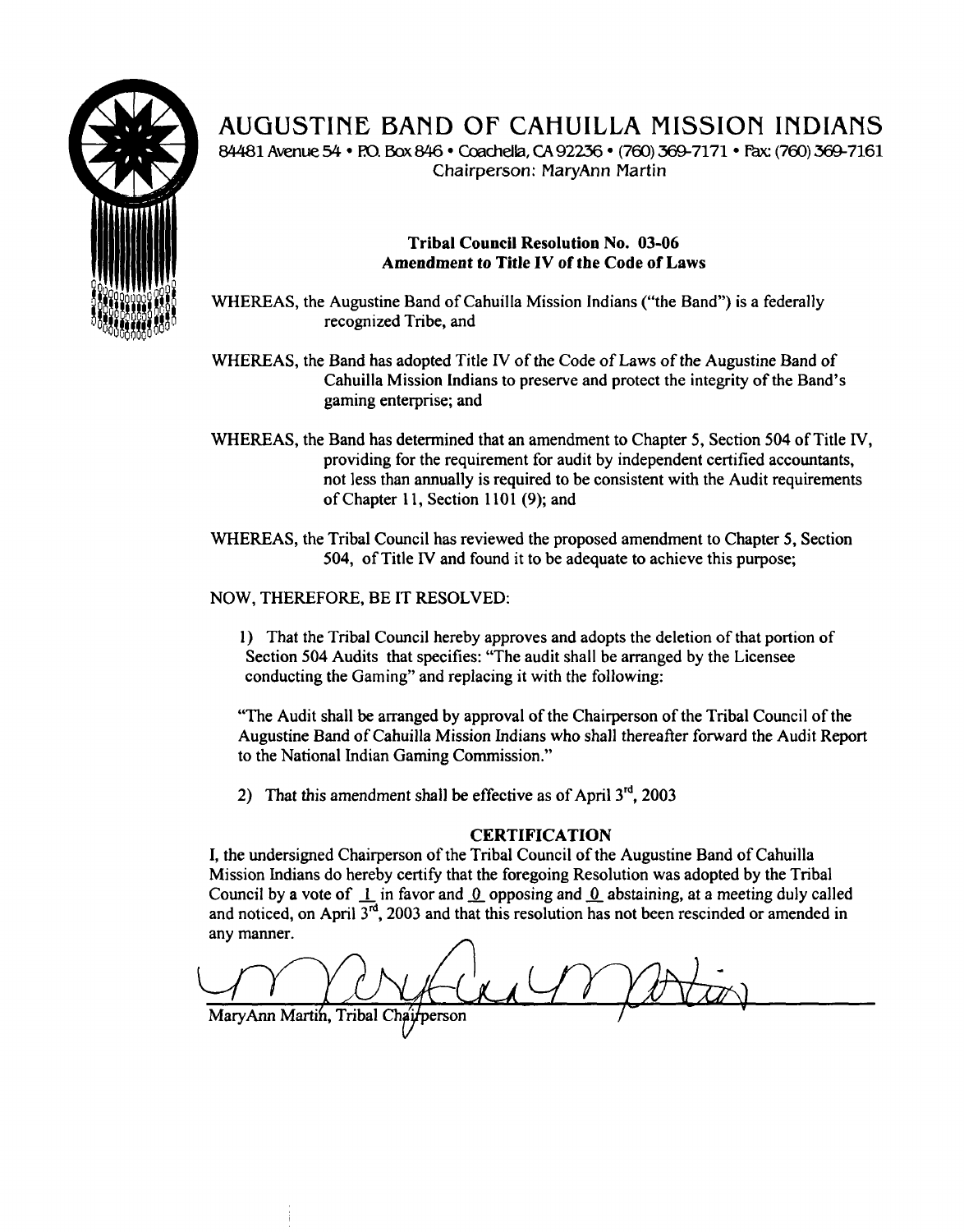# AUGUSTINE BAND OF CAHUILLA MISSION INDIANS

84481 Avenue 54 • P.O. Box 846 • Coachella, CA 92236 • (760) 369-7171 • Fax: (760) 369-7161
Chairperson: MaryAnn Martin

**Tribal Council Resolution No. 03-06**
**Amendment to Title IV of the Code of Laws**

WHEREAS, the Augustine Band of Cahuilla Mission Indians ("the Band") is a federally recognized Tribe, and

WHEREAS, the Band has adopted Title IV of the Code of Laws of the Augustine Band of Cahuilla Mission Indians to preserve and protect the integrity of the Band's gaming enterprise; and

WHEREAS, the Band has determined that an amendment to Chapter 5, Section 504 of Title IV, providing for the requirement for audit by independent certified accountants, not less than annually is required to be consistent with the Audit requirements of Chapter 11, Section 1101 (9); and

WHEREAS, the Tribal Council has reviewed the proposed amendment to Chapter 5, Section 504, of Title IV and found it to be adequate to achieve this purpose;

NOW, THEREFORE, BE IT RESOLVED:

1) That the Tribal Council hereby approves and adopts the deletion of that portion of Section 504 Audits that specifies: "The audit shall be arranged by the Licensee conducting the Gaming" and replacing it with the following:

"The Audit shall be arranged by approval of the Chairperson of the Tribal Council of the Augustine Band of Cahuilla Mission Indians who shall thereafter forward the Audit Report to the National Indian Gaming Commission."

2) That this amendment shall be effective as of April 3rd, 2003

## CERTIFICATION

I, the undersigned Chairperson of the Tribal Council of the Augustine Band of Cahuilla Mission Indians do hereby certify that the foregoing Resolution was adopted by the Tribal Council by a vote of 1 in favor and 0 opposing and 0 abstaining, at a meeting duly called and noticed, on April 3rd, 2003 and that this resolution has not been rescinded or amended in any manner.

MaryAnn Martin, Tribal Chairperson